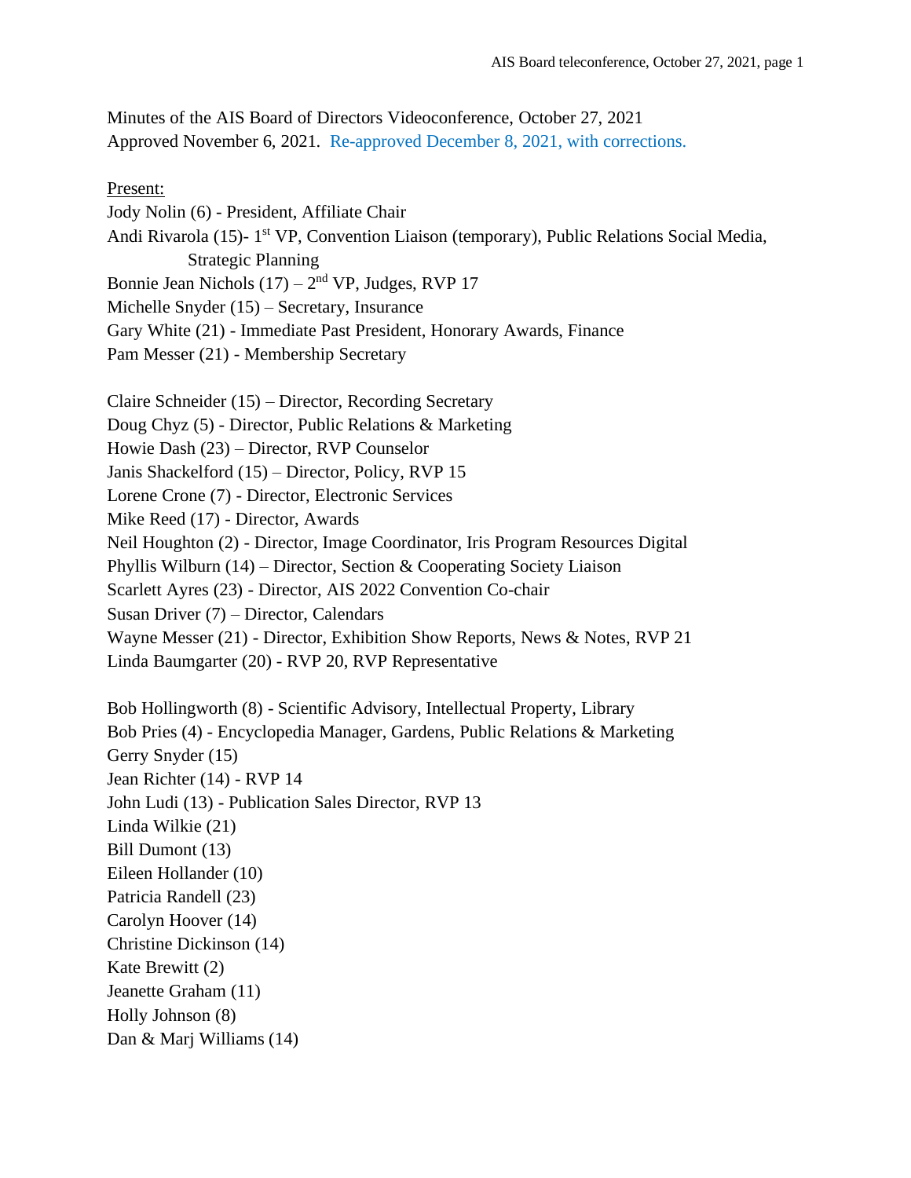Minutes of the AIS Board of Directors Videoconference, October 27, 2021
Approved November 6, 2021. Re-approved December 8, 2021, with corrections.

Present:
Jody Nolin (6) - President, Affiliate Chair
Andi Rivarola (15)- 1st VP, Convention Liaison (temporary), Public Relations Social Media, Strategic Planning
Bonnie Jean Nichols (17) – 2nd VP, Judges, RVP 17
Michelle Snyder (15) – Secretary, Insurance
Gary White (21) - Immediate Past President, Honorary Awards, Finance
Pam Messer (21) - Membership Secretary

Claire Schneider (15) – Director, Recording Secretary
Doug Chyz (5) - Director, Public Relations & Marketing
Howie Dash (23) – Director, RVP Counselor
Janis Shackelford (15) – Director, Policy, RVP 15
Lorene Crone (7) - Director, Electronic Services
Mike Reed (17) - Director, Awards
Neil Houghton (2) - Director, Image Coordinator, Iris Program Resources Digital
Phyllis Wilburn (14) – Director, Section & Cooperating Society Liaison
Scarlett Ayres (23) - Director, AIS 2022 Convention Co-chair
Susan Driver (7) – Director, Calendars
Wayne Messer (21) - Director, Exhibition Show Reports, News & Notes, RVP 21
Linda Baumgarter (20) - RVP 20, RVP Representative

Bob Hollingworth (8) - Scientific Advisory, Intellectual Property, Library
Bob Pries (4) - Encyclopedia Manager, Gardens, Public Relations & Marketing
Gerry Snyder (15)
Jean Richter (14) - RVP 14
John Ludi (13) - Publication Sales Director, RVP 13
Linda Wilkie (21)
Bill Dumont (13)
Eileen Hollander (10)
Patricia Randell (23)
Carolyn Hoover (14)
Christine Dickinson (14)
Kate Brewitt (2)
Jeanette Graham (11)
Holly Johnson (8)
Dan & Marj Williams (14)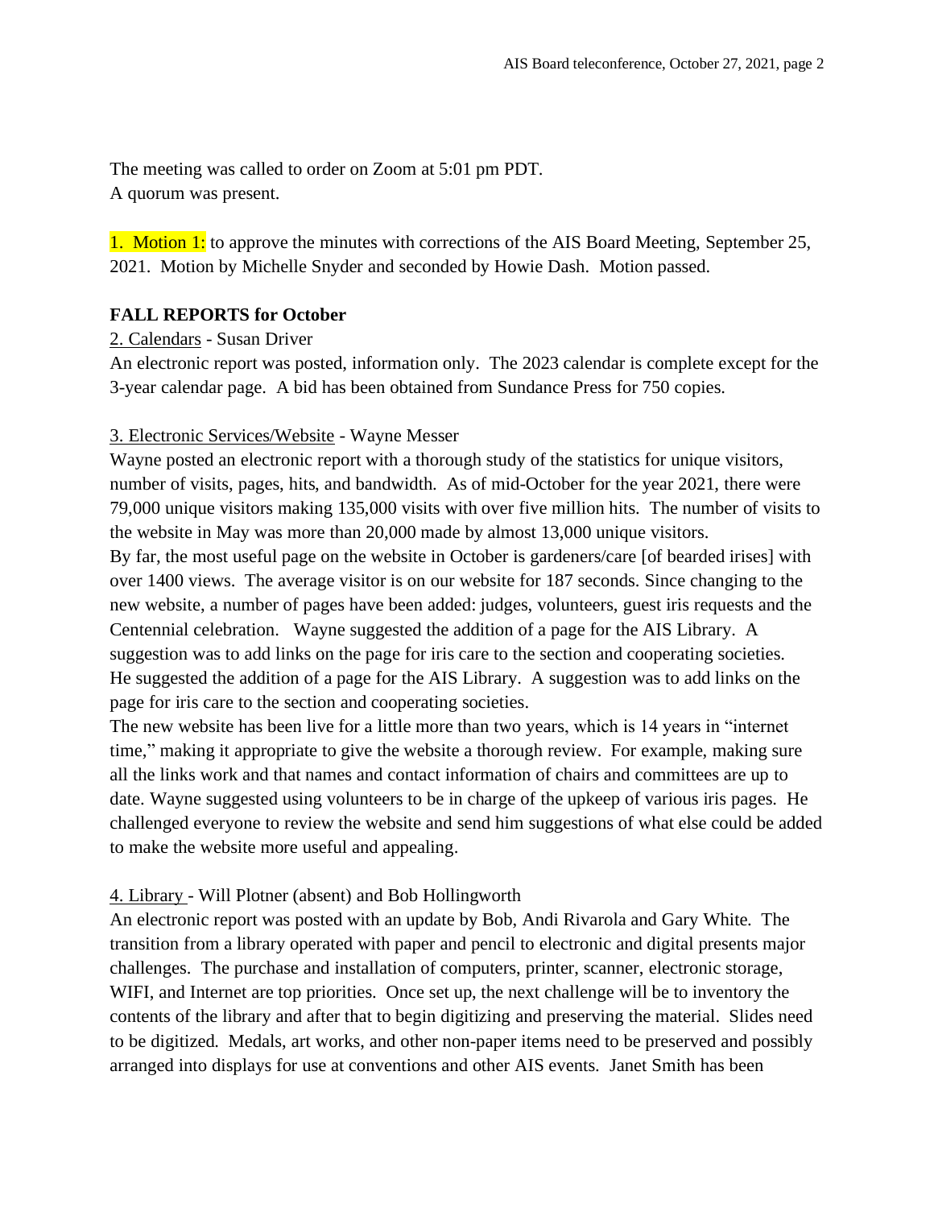The meeting was called to order on Zoom at 5:01 pm PDT.
A quorum was present.

1. Motion 1: to approve the minutes with corrections of the AIS Board Meeting, September 25, 2021. Motion by Michelle Snyder and seconded by Howie Dash. Motion passed.

**FALL REPORTS for October**

2. Calendars - Susan Driver

An electronic report was posted, information only. The 2023 calendar is complete except for the 3-year calendar page. A bid has been obtained from Sundance Press for 750 copies.

3. Electronic Services/Website - Wayne Messer

Wayne posted an electronic report with a thorough study of the statistics for unique visitors, number of visits, pages, hits, and bandwidth. As of mid-October for the year 2021, there were 79,000 unique visitors making 135,000 visits with over five million hits. The number of visits to the website in May was more than 20,000 made by almost 13,000 unique visitors.
By far, the most useful page on the website in October is gardeners/care [of bearded irises] with over 1400 views. The average visitor is on our website for 187 seconds. Since changing to the new website, a number of pages have been added: judges, volunteers, guest iris requests and the Centennial celebration. Wayne suggested the addition of a page for the AIS Library. A suggestion was to add links on the page for iris care to the section and cooperating societies. He suggested the addition of a page for the AIS Library. A suggestion was to add links on the page for iris care to the section and cooperating societies.
The new website has been live for a little more than two years, which is 14 years in "internet time," making it appropriate to give the website a thorough review. For example, making sure all the links work and that names and contact information of chairs and committees are up to date. Wayne suggested using volunteers to be in charge of the upkeep of various iris pages. He challenged everyone to review the website and send him suggestions of what else could be added to make the website more useful and appealing.

4. Library - Will Plotner (absent) and Bob Hollingworth

An electronic report was posted with an update by Bob, Andi Rivarola and Gary White. The transition from a library operated with paper and pencil to electronic and digital presents major challenges. The purchase and installation of computers, printer, scanner, electronic storage, WIFI, and Internet are top priorities. Once set up, the next challenge will be to inventory the contents of the library and after that to begin digitizing and preserving the material. Slides need to be digitized. Medals, art works, and other non-paper items need to be preserved and possibly arranged into displays for use at conventions and other AIS events. Janet Smith has been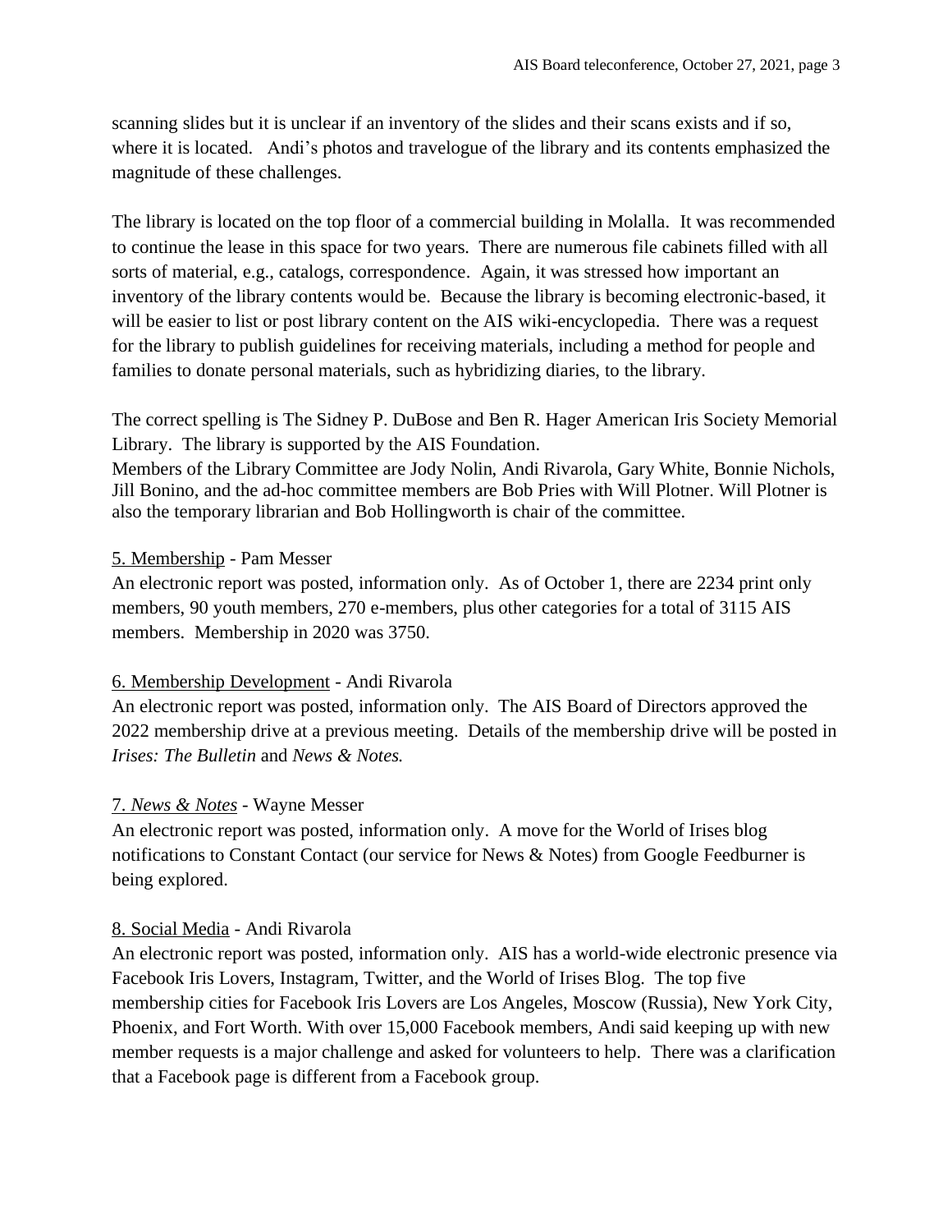scanning slides but it is unclear if an inventory of the slides and their scans exists and if so, where it is located. Andi's photos and travelogue of the library and its contents emphasized the magnitude of these challenges.

The library is located on the top floor of a commercial building in Molalla. It was recommended to continue the lease in this space for two years. There are numerous file cabinets filled with all sorts of material, e.g., catalogs, correspondence. Again, it was stressed how important an inventory of the library contents would be. Because the library is becoming electronic-based, it will be easier to list or post library content on the AIS wiki-encyclopedia. There was a request for the library to publish guidelines for receiving materials, including a method for people and families to donate personal materials, such as hybridizing diaries, to the library.

The correct spelling is The Sidney P. DuBose and Ben R. Hager American Iris Society Memorial Library. The library is supported by the AIS Foundation.
Members of the Library Committee are Jody Nolin, Andi Rivarola, Gary White, Bonnie Nichols, Jill Bonino, and the ad-hoc committee members are Bob Pries with Will Plotner. Will Plotner is also the temporary librarian and Bob Hollingworth is chair of the committee.

5. Membership - Pam Messer
An electronic report was posted, information only. As of October 1, there are 2234 print only members, 90 youth members, 270 e-members, plus other categories for a total of 3115 AIS members. Membership in 2020 was 3750.

6. Membership Development - Andi Rivarola
An electronic report was posted, information only. The AIS Board of Directors approved the 2022 membership drive at a previous meeting. Details of the membership drive will be posted in *Irises: The Bulletin* and *News & Notes.*

7. *News & Notes* - Wayne Messer
An electronic report was posted, information only. A move for the World of Irises blog notifications to Constant Contact (our service for News & Notes) from Google Feedburner is being explored.

8. Social Media - Andi Rivarola
An electronic report was posted, information only. AIS has a world-wide electronic presence via Facebook Iris Lovers, Instagram, Twitter, and the World of Irises Blog. The top five membership cities for Facebook Iris Lovers are Los Angeles, Moscow (Russia), New York City, Phoenix, and Fort Worth. With over 15,000 Facebook members, Andi said keeping up with new member requests is a major challenge and asked for volunteers to help. There was a clarification that a Facebook page is different from a Facebook group.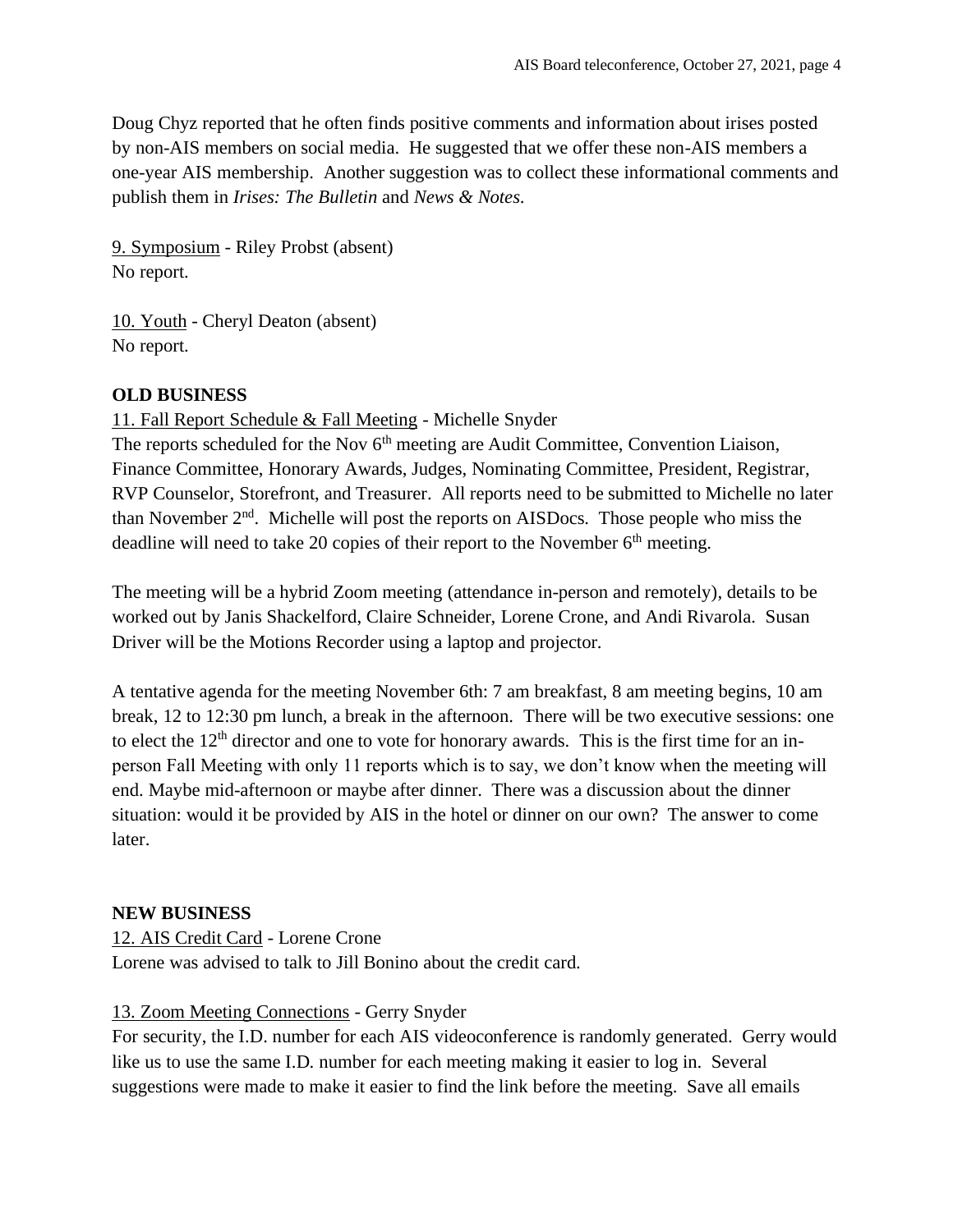Doug Chyz reported that he often finds positive comments and information about irises posted by non-AIS members on social media. He suggested that we offer these non-AIS members a one-year AIS membership. Another suggestion was to collect these informational comments and publish them in *Irises: The Bulletin* and *News & Notes*.

9. Symposium - Riley Probst (absent)
No report.

10. Youth - Cheryl Deaton (absent)
No report.

**OLD BUSINESS**

11. Fall Report Schedule & Fall Meeting - Michelle Snyder
The reports scheduled for the Nov 6th meeting are Audit Committee, Convention Liaison, Finance Committee, Honorary Awards, Judges, Nominating Committee, President, Registrar, RVP Counselor, Storefront, and Treasurer. All reports need to be submitted to Michelle no later than November 2nd. Michelle will post the reports on AISDocs. Those people who miss the deadline will need to take 20 copies of their report to the November 6th meeting.

The meeting will be a hybrid Zoom meeting (attendance in-person and remotely), details to be worked out by Janis Shackelford, Claire Schneider, Lorene Crone, and Andi Rivarola. Susan Driver will be the Motions Recorder using a laptop and projector.

A tentative agenda for the meeting November 6th: 7 am breakfast, 8 am meeting begins, 10 am break, 12 to 12:30 pm lunch, a break in the afternoon. There will be two executive sessions: one to elect the 12th director and one to vote for honorary awards. This is the first time for an in-person Fall Meeting with only 11 reports which is to say, we don't know when the meeting will end. Maybe mid-afternoon or maybe after dinner. There was a discussion about the dinner situation: would it be provided by AIS in the hotel or dinner on our own? The answer to come later.

**NEW BUSINESS**

12. AIS Credit Card - Lorene Crone
Lorene was advised to talk to Jill Bonino about the credit card.

13. Zoom Meeting Connections - Gerry Snyder
For security, the I.D. number for each AIS videoconference is randomly generated. Gerry would like us to use the same I.D. number for each meeting making it easier to log in. Several suggestions were made to make it easier to find the link before the meeting. Save all emails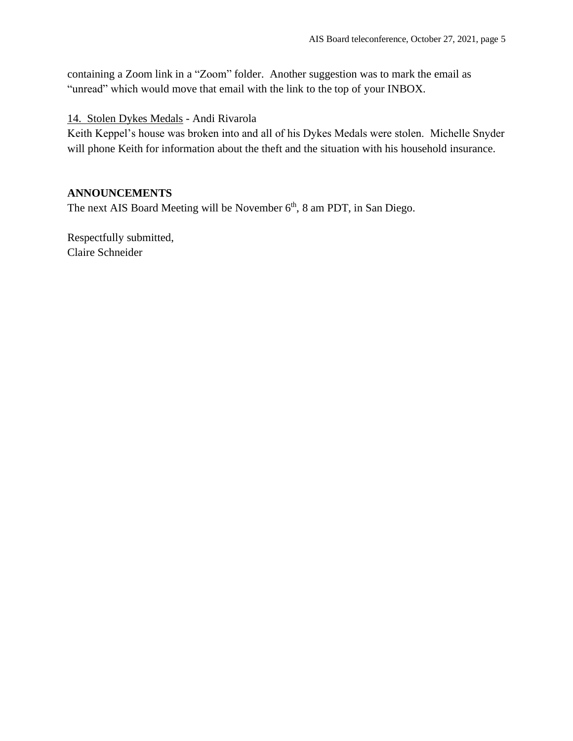containing a Zoom link in a "Zoom" folder. Another suggestion was to mark the email as "unread" which would move that email with the link to the top of your INBOX.

<u>14. Stolen Dykes Medals</u> - Andi Rivarola

Keith Keppel's house was broken into and all of his Dykes Medals were stolen. Michelle Snyder will phone Keith for information about the theft and the situation with his household insurance.

**ANNOUNCEMENTS**

The next AIS Board Meeting will be November 6th, 8 am PDT, in San Diego.

Respectfully submitted,
Claire Schneider